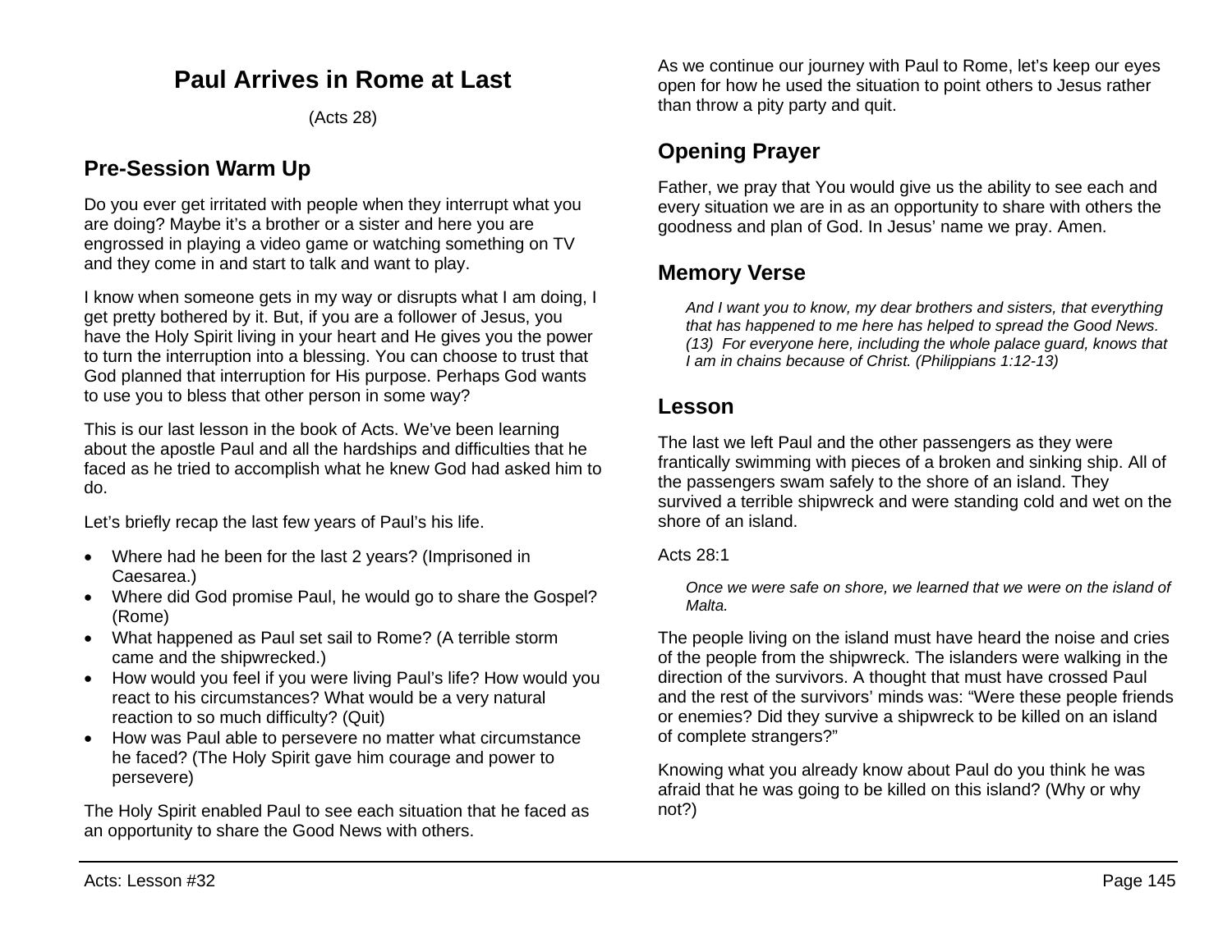# Paul Arrives in Rome at Last

(Acts 28)

## Pre-Session Warm Up

Do you ever get irritated with people when they interrupt what you are doing? Maybe it's a brother or a sister and here you are engrossed in playing a video game or watching something on TV and they come in and start to talk and want to play.

I know when someone gets in my way or disrupts what I am doing, I get pretty bothered by it. But, if you are a follower of Jesus, you have the Holy Spirit living in your heart and He gives you the power to turn the interruption into a blessing. You can choose to trust that God planned that interruption for His purpose. Perhaps God wants to use you to bless that other person in some way?

This is our last lesson in the book of Acts. We've been learning about the apostle Paul and all the hardships and difficulties that he faced as he tried to accomplish what he knew God had asked him to do.

Let's briefly recap the last few years of Paul's his life.

- Where had he been for the last 2 years? (Imprisoned in Caesarea.)
- Where did God promise Paul, he would go to share the Gospel? (Rome)
- What happened as Paul set sail to Rome? (A terrible storm came and the shipwrecked.)
- How would you feel if you were living Paul's life? How would you react to his circumstances? What would be a very natural reaction to so much difficulty? (Quit)
- How was Paul able to persevere no matter what circumstance he faced? (The Holy Spirit gave him courage and power to persevere)

The Holy Spirit enabled Paul to see each situation that he faced as an opportunity to share the Good News with others.

As we continue our journey with Paul to Rome, let's keep our eyes open for how he used the situation to point others to Jesus rather than throw a pity party and quit.

## Opening Prayer

Father, we pray that You would give us the ability to see each and every situation we are in as an opportunity to share with others the goodness and plan of God. In Jesus' name we pray. Amen.

## Memory Verse

> *And I want you to know, my dear brothers and sisters, that everything that has happened to me here has helped to spread the Good News. (13) For everyone here, including the whole palace guard, knows that I am in chains because of Christ. (Philippians 1:12-13)*

## Lesson

The last we left Paul and the other passengers as they were frantically swimming with pieces of a broken and sinking ship. All of the passengers swam safely to the shore of an island. They survived a terrible shipwreck and were standing cold and wet on the shore of an island.

Acts 28:1

> *Once we were safe on shore, we learned that we were on the island of Malta.*

The people living on the island must have heard the noise and cries of the people from the shipwreck. The islanders were walking in the direction of the survivors. A thought that must have crossed Paul and the rest of the survivors' minds was: "Were these people friends or enemies? Did they survive a shipwreck to be killed on an island of complete strangers?"

Knowing what you already know about Paul do you think he was afraid that he was going to be killed on this island? (Why or why not?)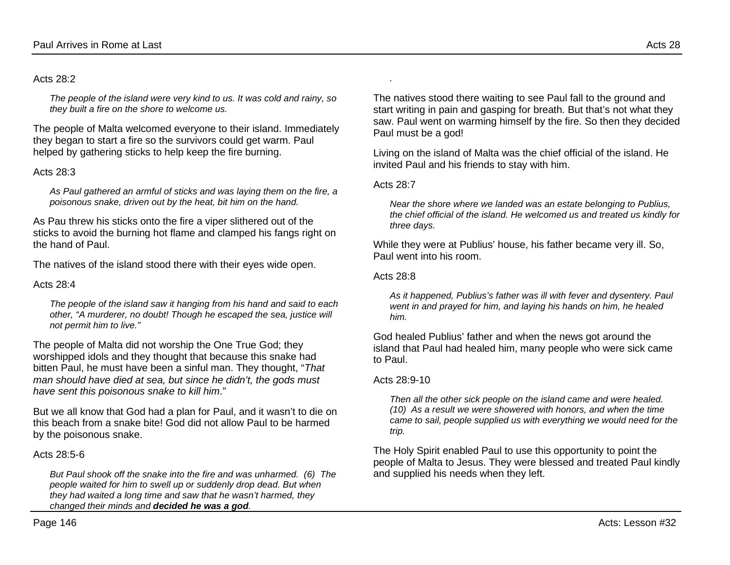Acts 28:2

*The people of the island were very kind to us. It was cold and rainy, so they built a fire on the shore to welcome us.*

The people of Malta welcomed everyone to their island. Immediately they began to start a fire so the survivors could get warm. Paul helped by gathering sticks to help keep the fire burning.

Acts 28:3

*As Paul gathered an armful of sticks and was laying them on the fire, a poisonous snake, driven out by the heat, bit him on the hand.*

As Pau threw his sticks onto the fire a viper slithered out of the sticks to avoid the burning hot flame and clamped his fangs right on the hand of Paul.

The natives of the island stood there with their eyes wide open.

Acts 28:4

*The people of the island saw it hanging from his hand and said to each other, "A murderer, no doubt! Though he escaped the sea, justice will not permit him to live."*

The people of Malta did not worship the One True God; they worshipped idols and they thought that because this snake had bitten Paul, he must have been a sinful man. They thought, "*That man should have died at sea, but since he didn't, the gods must have sent this poisonous snake to kill him*."

But we all know that God had a plan for Paul, and it wasn't to die on this beach from a snake bite! God did not allow Paul to be harmed by the poisonous snake.

Acts 28:5-6

*But Paul shook off the snake into the fire and was unharmed. (6) The people waited for him to swell up or suddenly drop dead. But when they had waited a long time and saw that he wasn't harmed, they changed their minds and **decided he was a god**.*

The natives stood there waiting to see Paul fall to the ground and start writing in pain and gasping for breath. But that's not what they saw. Paul went on warming himself by the fire. So then they decided Paul must be a god!

Living on the island of Malta was the chief official of the island. He invited Paul and his friends to stay with him.

Acts 28:7

*Near the shore where we landed was an estate belonging to Publius, the chief official of the island. He welcomed us and treated us kindly for three days.*

While they were at Publius' house, his father became very ill. So, Paul went into his room.

Acts 28:8

*As it happened, Publius's father was ill with fever and dysentery. Paul went in and prayed for him, and laying his hands on him, he healed him.*

God healed Publius' father and when the news got around the island that Paul had healed him, many people who were sick came to Paul.

Acts 28:9-10

*Then all the other sick people on the island came and were healed. (10) As a result we were showered with honors, and when the time came to sail, people supplied us with everything we would need for the trip.*

The Holy Spirit enabled Paul to use this opportunity to point the people of Malta to Jesus. They were blessed and treated Paul kindly and supplied his needs when they left.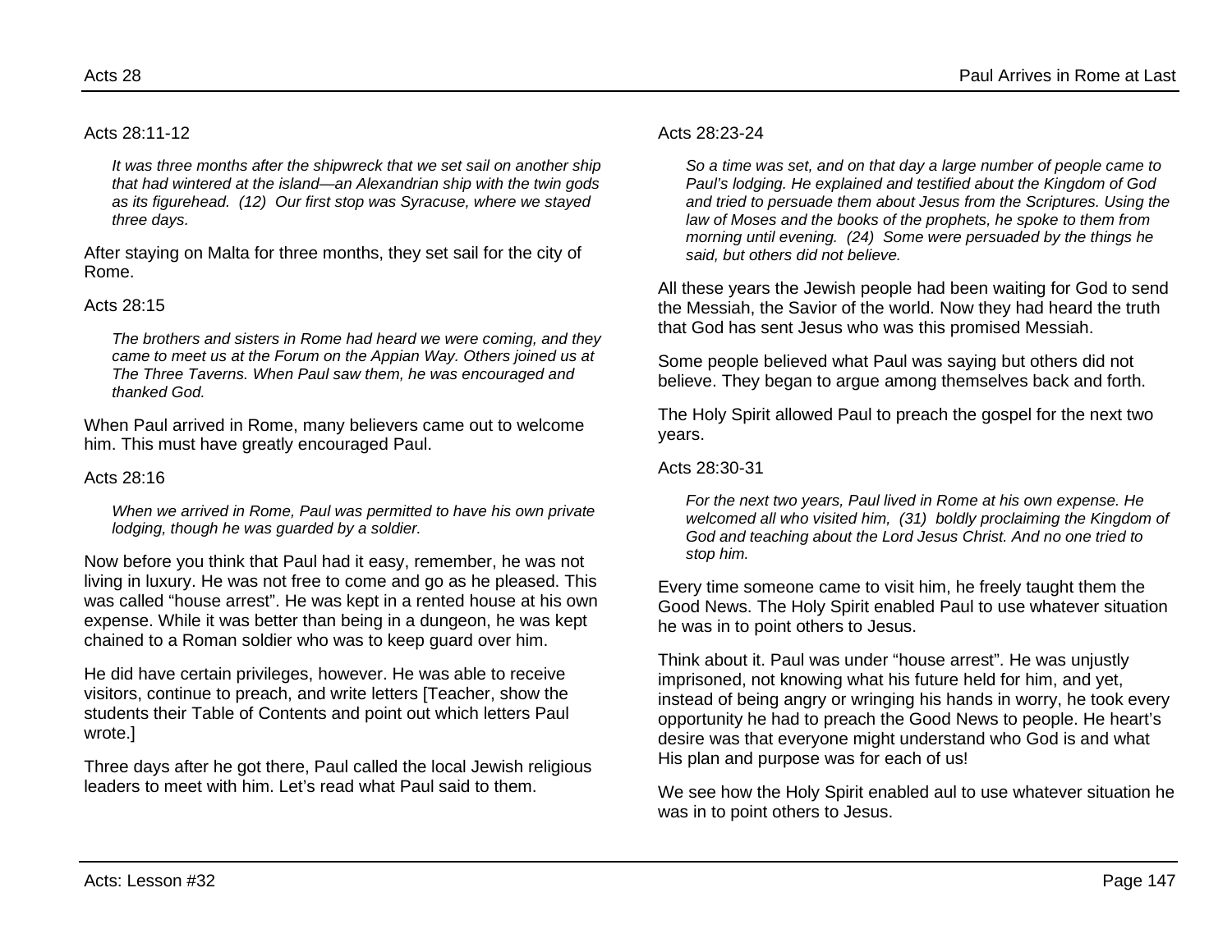Acts 28:11-12

> *It was three months after the shipwreck that we set sail on another ship that had wintered at the island—an Alexandrian ship with the twin gods as its figurehead. (12) Our first stop was Syracuse, where we stayed three days.*

After staying on Malta for three months, they set sail for the city of Rome.

Acts 28:15

> *The brothers and sisters in Rome had heard we were coming, and they came to meet us at the Forum on the Appian Way. Others joined us at The Three Taverns. When Paul saw them, he was encouraged and thanked God.*

When Paul arrived in Rome, many believers came out to welcome him. This must have greatly encouraged Paul.

Acts 28:16

> *When we arrived in Rome, Paul was permitted to have his own private lodging, though he was guarded by a soldier.*

Now before you think that Paul had it easy, remember, he was not living in luxury. He was not free to come and go as he pleased. This was called "house arrest". He was kept in a rented house at his own expense. While it was better than being in a dungeon, he was kept chained to a Roman soldier who was to keep guard over him.

He did have certain privileges, however. He was able to receive visitors, continue to preach, and write letters [Teacher, show the students their Table of Contents and point out which letters Paul wrote.]

Three days after he got there, Paul called the local Jewish religious leaders to meet with him. Let's read what Paul said to them.

Acts 28:23-24

> *So a time was set, and on that day a large number of people came to Paul's lodging. He explained and testified about the Kingdom of God and tried to persuade them about Jesus from the Scriptures. Using the law of Moses and the books of the prophets, he spoke to them from morning until evening. (24) Some were persuaded by the things he said, but others did not believe.*

All these years the Jewish people had been waiting for God to send the Messiah, the Savior of the world. Now they had heard the truth that God has sent Jesus who was this promised Messiah.

Some people believed what Paul was saying but others did not believe. They began to argue among themselves back and forth.

The Holy Spirit allowed Paul to preach the gospel for the next two years.

Acts 28:30-31

> *For the next two years, Paul lived in Rome at his own expense. He welcomed all who visited him, (31) boldly proclaiming the Kingdom of God and teaching about the Lord Jesus Christ. And no one tried to stop him.*

Every time someone came to visit him, he freely taught them the Good News. The Holy Spirit enabled Paul to use whatever situation he was in to point others to Jesus.

Think about it. Paul was under "house arrest". He was unjustly imprisoned, not knowing what his future held for him, and yet, instead of being angry or wringing his hands in worry, he took every opportunity he had to preach the Good News to people. He heart's desire was that everyone might understand who God is and what His plan and purpose was for each of us!

We see how the Holy Spirit enabled aul to use whatever situation he was in to point others to Jesus.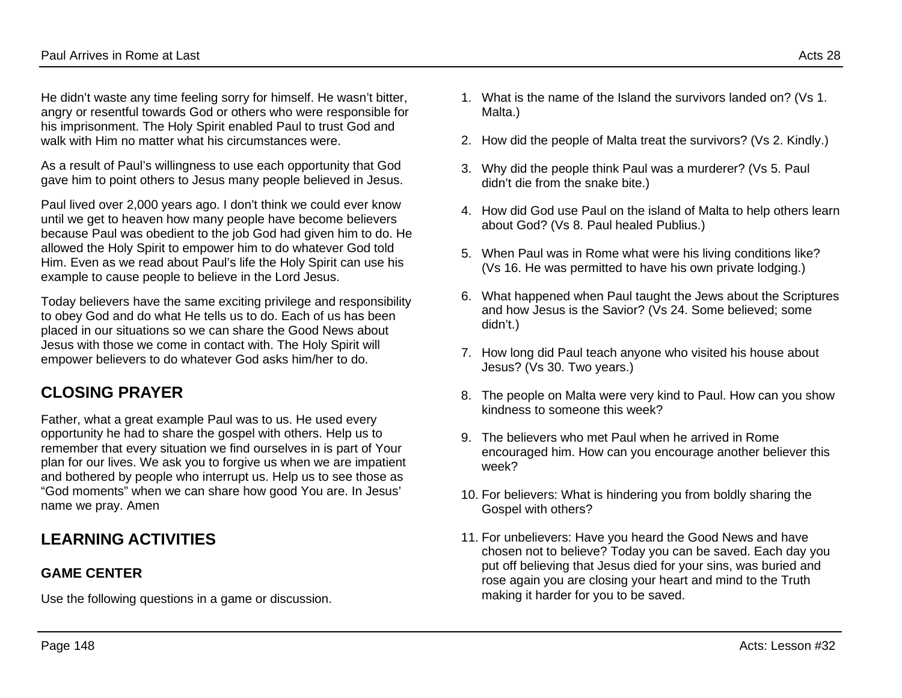He didn't waste any time feeling sorry for himself. He wasn't bitter, angry or resentful towards God or others who were responsible for his imprisonment. The Holy Spirit enabled Paul to trust God and walk with Him no matter what his circumstances were.

As a result of Paul's willingness to use each opportunity that God gave him to point others to Jesus many people believed in Jesus.

Paul lived over 2,000 years ago. I don't think we could ever know until we get to heaven how many people have become believers because Paul was obedient to the job God had given him to do. He allowed the Holy Spirit to empower him to do whatever God told Him. Even as we read about Paul's life the Holy Spirit can use his example to cause people to believe in the Lord Jesus.

Today believers have the same exciting privilege and responsibility to obey God and do what He tells us to do. Each of us has been placed in our situations so we can share the Good News about Jesus with those we come in contact with. The Holy Spirit will empower believers to do whatever God asks him/her to do.

## CLOSING PRAYER

Father, what a great example Paul was to us. He used every opportunity he had to share the gospel with others. Help us to remember that every situation we find ourselves in is part of Your plan for our lives. We ask you to forgive us when we are impatient and bothered by people who interrupt us. Help us to see those as "God moments" when we can share how good You are. In Jesus' name we pray. Amen

## LEARNING ACTIVITIES

### GAME CENTER

Use the following questions in a game or discussion.

1. What is the name of the Island the survivors landed on? (Vs 1. Malta.)
2. How did the people of Malta treat the survivors? (Vs 2. Kindly.)
3. Why did the people think Paul was a murderer? (Vs 5. Paul didn't die from the snake bite.)
4. How did God use Paul on the island of Malta to help others learn about God? (Vs 8. Paul healed Publius.)
5. When Paul was in Rome what were his living conditions like? (Vs 16. He was permitted to have his own private lodging.)
6. What happened when Paul taught the Jews about the Scriptures and how Jesus is the Savior? (Vs 24. Some believed; some didn't.)
7. How long did Paul teach anyone who visited his house about Jesus? (Vs 30. Two years.)
8. The people on Malta were very kind to Paul. How can you show kindness to someone this week?
9. The believers who met Paul when he arrived in Rome encouraged him. How can you encourage another believer this week?
10. For believers: What is hindering you from boldly sharing the Gospel with others?
11. For unbelievers: Have you heard the Good News and have chosen not to believe? Today you can be saved. Each day you put off believing that Jesus died for your sins, was buried and rose again you are closing your heart and mind to the Truth making it harder for you to be saved.